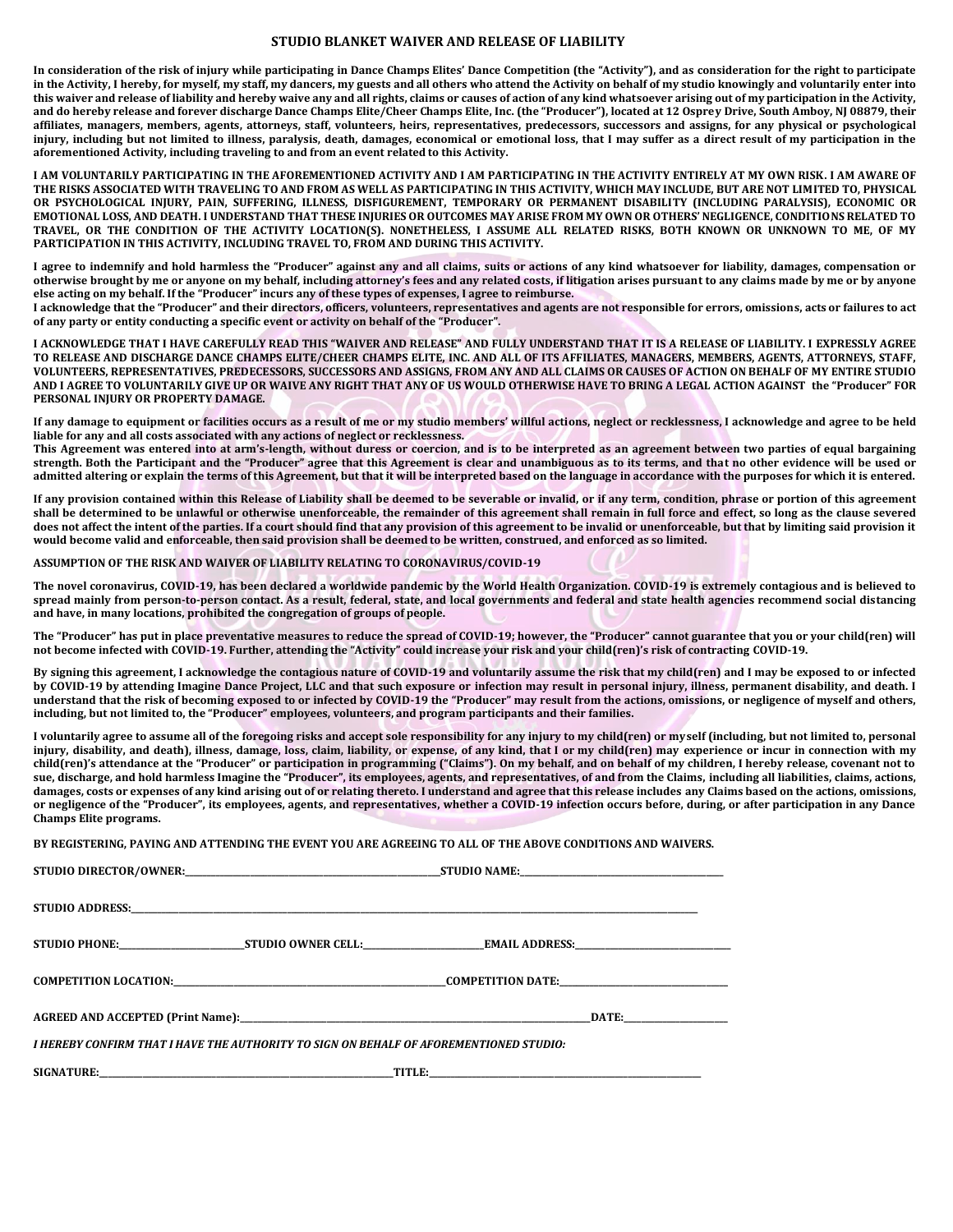# STUDIO BLANKET WAIVER AND RELEASE OF LIABILITY

**In consideration of the risk of injury while participating in Dance Champs Elites' Dance Competition (the "Activity"), and as consideration for the right to participate in the Activity, I hereby, for myself, my staff, my dancers, my guests and all others who attend the Activity on behalf of my studio knowingly and voluntarily enter into this waiver and release of liability and hereby waive any and all rights, claims or causes of action of any kind whatsoever arising out of my participation in the Activity, and do hereby release and forever discharge Dance Champs Elite/Cheer Champs Elite, Inc. (the "Producer"), located at 12 Osprey Drive, South Amboy, NJ 08879, their affiliates, managers, members, agents, attorneys, staff, volunteers, heirs, representatives, predecessors, successors and assigns, for any physical or psychological injury, including but not limited to illness, paralysis, death, damages, economical or emotional loss, that I may suffer as a direct result of my participation in the aforementioned Activity, including traveling to and from an event related to this Activity.**

**I AM VOLUNTARILY PARTICIPATING IN THE AFOREMENTIONED ACTIVITY AND I AM PARTICIPATING IN THE ACTIVITY ENTIRELY AT MY OWN RISK. I AM AWARE OF THE RISKS ASSOCIATED WITH TRAVELING TO AND FROM AS WELL AS PARTICIPATING IN THIS ACTIVITY, WHICH MAY INCLUDE, BUT ARE NOT LIMITED TO, PHYSICAL OR PSYCHOLOGICAL INJURY, PAIN, SUFFERING, ILLNESS, DISFIGUREMENT, TEMPORARY OR PERMANENT DISABILITY (INCLUDING PARALYSIS), ECONOMIC OR EMOTIONAL LOSS, AND DEATH. I UNDERSTAND THAT THESE INJURIES OR OUTCOMES MAY ARISE FROM MY OWN OR OTHERS' NEGLIGENCE, CONDITIONS RELATED TO TRAVEL, OR THE CONDITION OF THE ACTIVITY LOCATION(S). NONETHELESS, I ASSUME ALL RELATED RISKS, BOTH KNOWN OR UNKNOWN TO ME, OF MY PARTICIPATION IN THIS ACTIVITY, INCLUDING TRAVEL TO, FROM AND DURING THIS ACTIVITY.**

**I agree to indemnify and hold harmless the "Producer" against any and all claims, suits or actions of any kind whatsoever for liability, damages, compensation or otherwise brought by me or anyone on my behalf, including attorney's fees and any related costs, if litigation arises pursuant to any claims made by me or by anyone else acting on my behalf. If the "Producer" incurs any of these types of expenses, I agree to reimburse.**
**I acknowledge that the "Producer" and their directors, officers, volunteers, representatives and agents are not responsible for errors, omissions, acts or failures to act of any party or entity conducting a specific event or activity on behalf of the "Producer".**

**I ACKNOWLEDGE THAT I HAVE CAREFULLY READ THIS "WAIVER AND RELEASE" AND FULLY UNDERSTAND THAT IT IS A RELEASE OF LIABILITY. I EXPRESSLY AGREE TO RELEASE AND DISCHARGE DANCE CHAMPS ELITE/CHEER CHAMPS ELITE, INC. AND ALL OF ITS AFFILIATES, MANAGERS, MEMBERS, AGENTS, ATTORNEYS, STAFF, VOLUNTEERS, REPRESENTATIVES, PREDECESSORS, SUCCESSORS AND ASSIGNS, FROM ANY AND ALL CLAIMS OR CAUSES OF ACTION ON BEHALF OF MY ENTIRE STUDIO AND I AGREE TO VOLUNTARILY GIVE UP OR WAIVE ANY RIGHT THAT ANY OF US WOULD OTHERWISE HAVE TO BRING A LEGAL ACTION AGAINST the "Producer" FOR PERSONAL INJURY OR PROPERTY DAMAGE.**

**If any damage to equipment or facilities occurs as a result of me or my studio members' willful actions, neglect or recklessness, I acknowledge and agree to be held liable for any and all costs associated with any actions of neglect or recklessness.**
**This Agreement was entered into at arm's-length, without duress or coercion, and is to be interpreted as an agreement between two parties of equal bargaining strength. Both the Participant and the "Producer" agree that this Agreement is clear and unambiguous as to its terms, and that no other evidence will be used or admitted altering or explain the terms of this Agreement, but that it will be interpreted based on the language in accordance with the purposes for which it is entered.**

**If any provision contained within this Release of Liability shall be deemed to be severable or invalid, or if any term, condition, phrase or portion of this agreement shall be determined to be unlawful or otherwise unenforceable, the remainder of this agreement shall remain in full force and effect, so long as the clause severed does not affect the intent of the parties. If a court should find that any provision of this agreement to be invalid or unenforceable, but that by limiting said provision it would become valid and enforceable, then said provision shall be deemed to be written, construed, and enforced as so limited.**

**ASSUMPTION OF THE RISK AND WAIVER OF LIABILITY RELATING TO CORONAVIRUS/COVID-19**

**The novel coronavirus, COVID-19, has been declared a worldwide pandemic by the World Health Organization. COVID-19 is extremely contagious and is believed to spread mainly from person-to-person contact. As a result, federal, state, and local governments and federal and state health agencies recommend social distancing and have, in many locations, prohibited the congregation of groups of people.**

**The "Producer" has put in place preventative measures to reduce the spread of COVID-19; however, the "Producer" cannot guarantee that you or your child(ren) will not become infected with COVID-19. Further, attending the "Activity" could increase your risk and your child(ren)'s risk of contracting COVID-19.**

**By signing this agreement, I acknowledge the contagious nature of COVID-19 and voluntarily assume the risk that my child(ren) and I may be exposed to or infected by COVID-19 by attending Imagine Dance Project, LLC and that such exposure or infection may result in personal injury, illness, permanent disability, and death. I understand that the risk of becoming exposed to or infected by COVID-19 the "Producer" may result from the actions, omissions, or negligence of myself and others, including, but not limited to, the "Producer" employees, volunteers, and program participants and their families.**

**I voluntarily agree to assume all of the foregoing risks and accept sole responsibility for any injury to my child(ren) or myself (including, but not limited to, personal injury, disability, and death), illness, damage, loss, claim, liability, or expense, of any kind, that I or my child(ren) may experience or incur in connection with my child(ren)'s attendance at the "Producer" or participation in programming ("Claims"). On my behalf, and on behalf of my children, I hereby release, covenant not to sue, discharge, and hold harmless Imagine the "Producer", its employees, agents, and representatives, of and from the Claims, including all liabilities, claims, actions, damages, costs or expenses of any kind arising out of or relating thereto. I understand and agree that this release includes any Claims based on the actions, omissions, or negligence of the "Producer", its employees, agents, and representatives, whether a COVID-19 infection occurs before, during, or after participation in any Dance Champs Elite programs.**

**BY REGISTERING, PAYING AND ATTENDING THE EVENT YOU ARE AGREEING TO ALL OF THE ABOVE CONDITIONS AND WAIVERS.**

**STUDIO DIRECTOR/OWNER:**\_\_\_\_\_\_\_\_\_\_\_\_\_\_\_\_\_\_\_\_ **STUDIO NAME:**\_\_\_\_\_\_\_\_\_\_\_\_\_\_\_\_\_\_\_\_

**STUDIO ADDRESS:**\_\_\_\_\_\_\_\_\_\_\_\_\_\_\_\_\_\_\_\_\_\_\_\_\_\_\_\_\_\_\_\_\_\_\_\_\_\_\_\_

**STUDIO PHONE:**\_\_\_\_\_\_\_\_\_\_\_\_ **STUDIO OWNER CELL:**\_\_\_\_\_\_\_\_\_\_\_\_ **EMAIL ADDRESS:**\_\_\_\_\_\_\_\_\_\_\_\_

**COMPETITION LOCATION:**\_\_\_\_\_\_\_\_\_\_\_\_\_\_\_\_\_\_\_\_ **COMPETITION DATE:**\_\_\_\_\_\_\_\_\_\_\_\_\_\_\_\_

**AGREED AND ACCEPTED (Print Name):**\_\_\_\_\_\_\_\_\_\_\_\_\_\_\_\_\_\_\_\_\_\_\_\_\_\_ **DATE:**\_\_\_\_\_\_\_\_\_\_

***I HEREBY CONFIRM THAT I HAVE THE AUTHORITY TO SIGN ON BEHALF OF AFOREMENTIONED STUDIO:***

**SIGNATURE:**\_\_\_\_\_\_\_\_\_\_\_\_\_\_\_\_\_\_\_\_\_\_\_\_ **TITLE:**\_\_\_\_\_\_\_\_\_\_\_\_\_\_\_\_\_\_\_\_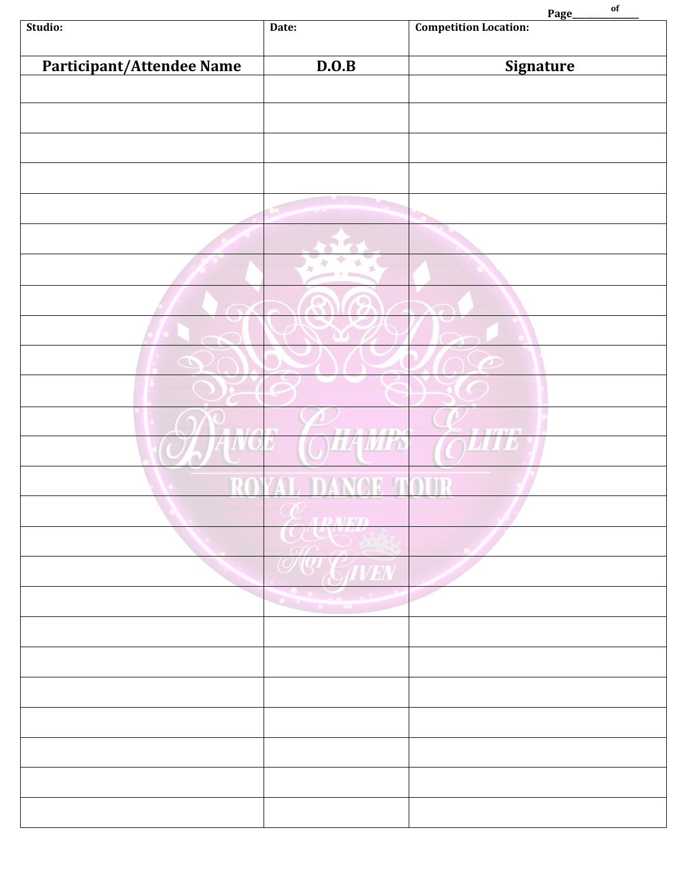Page\_\_\_\_\_\_\_\_ of \_\_\_\_\_\_\_\_

| Studio: | Date: | Competition Location: |
| --- | --- | --- |
| **Participant/Attendee Name** | **D.O.B** | **Signature** |
| | | |
| | | |
| | | |
| | | |
| | | |
| | | |
| | | |
| | | |
| | | |
| | | |
| | | |
| | | |
| | | |
| | | |
| | | |
| | | |
| | | |
| | | |
| | | |
| | | |
| | | |
| | | |
| | | |
| | | |
| | | |